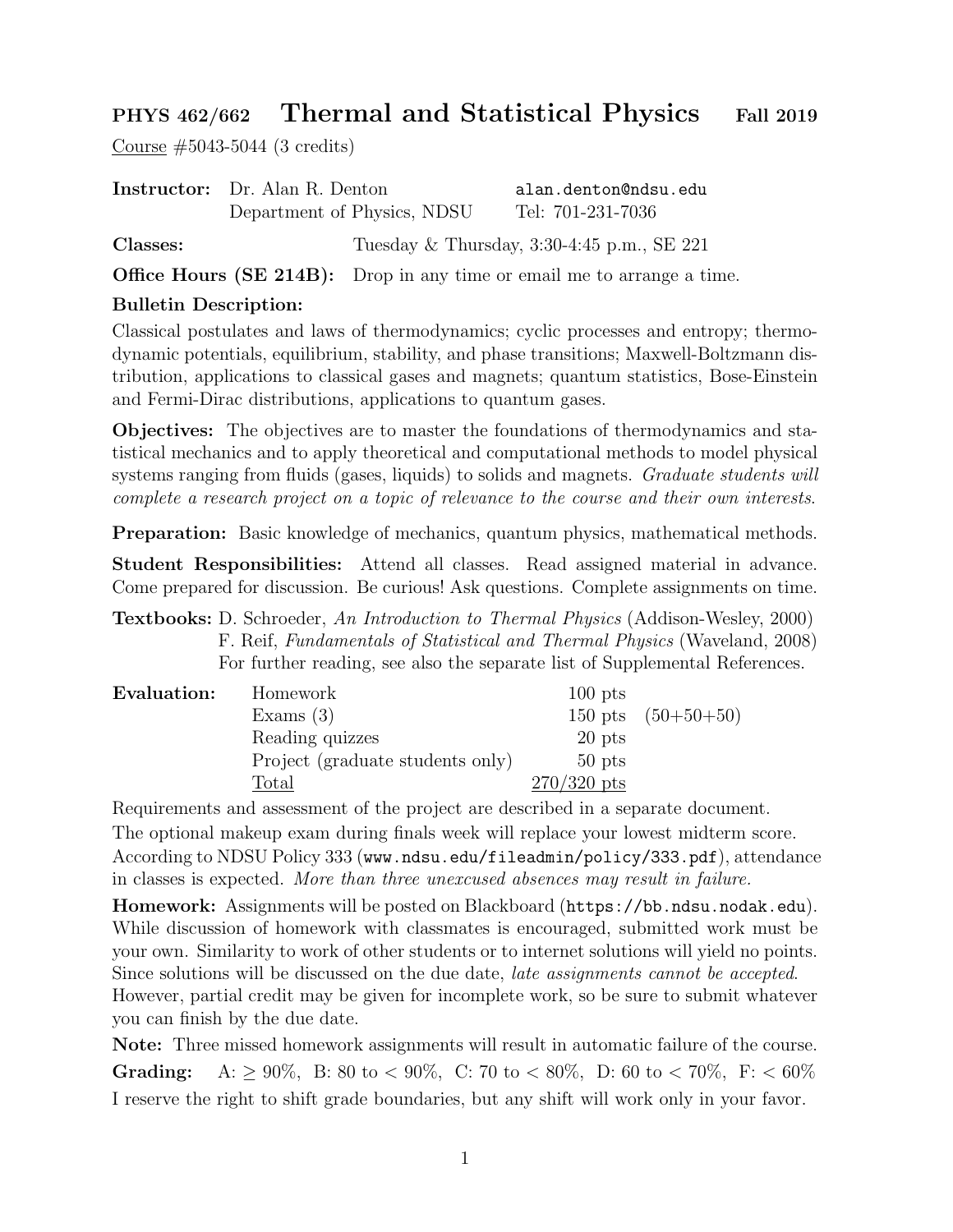# PHYS 462/662 Thermal and Statistical Physics Fall 2019

Course #5043-5044 (3 credits)

| | | |
|---|---|---|
| **Instructor:** | Dr. Alan R. Denton | alan.denton@ndsu.edu |
| | Department of Physics, NDSU | Tel: 701-231-7036 |

**Classes:** Tuesday & Thursday, 3:30-4:45 p.m., SE 221

**Office Hours (SE 214B):** Drop in any time or email me to arrange a time.

**Bulletin Description:**

Classical postulates and laws of thermodynamics; cyclic processes and entropy; thermodynamic potentials, equilibrium, stability, and phase transitions; Maxwell-Boltzmann distribution, applications to classical gases and magnets; quantum statistics, Bose-Einstein and Fermi-Dirac distributions, applications to quantum gases.

**Objectives:** The objectives are to master the foundations of thermodynamics and statistical mechanics and to apply theoretical and computational methods to model physical systems ranging from fluids (gases, liquids) to solids and magnets. *Graduate students will complete a research project on a topic of relevance to the course and their own interests.*

**Preparation:** Basic knowledge of mechanics, quantum physics, mathematical methods.

**Student Responsibilities:** Attend all classes. Read assigned material in advance. Come prepared for discussion. Be curious! Ask questions. Complete assignments on time.

**Textbooks:** D. Schroeder, *An Introduction to Thermal Physics* (Addison-Wesley, 2000)
F. Reif, *Fundamentals of Statistical and Thermal Physics* (Waveland, 2008)
For further reading, see also the separate list of Supplemental References.

| **Evaluation:** | | | |
|---|---|---|---|
| | Homework | 100 pts | |
| | Exams (3) | 150 pts | (50+50+50) |
| | Reading quizzes | 20 pts | |
| | Project (graduate students only) | 50 pts | |
| | Total | 270/320 pts | |

Requirements and assessment of the project are described in a separate document.

The optional makeup exam during finals week will replace your lowest midterm score.

According to NDSU Policy 333 (www.ndsu.edu/fileadmin/policy/333.pdf), attendance in classes is expected. *More than three unexcused absences may result in failure.*

**Homework:** Assignments will be posted on Blackboard (https://bb.ndsu.nodak.edu). While discussion of homework with classmates is encouraged, submitted work must be your own. Similarity to work of other students or to internet solutions will yield no points. Since solutions will be discussed on the due date, *late assignments cannot be accepted*. However, partial credit may be given for incomplete work, so be sure to submit whatever you can finish by the due date.

**Note:** Three missed homework assignments will result in automatic failure of the course.

**Grading:** A: $\geq$ 90%, B: 80 to $<$ 90%, C: 70 to $<$ 80%, D: 60 to $<$ 70%, F: $<$ 60%

I reserve the right to shift grade boundaries, but any shift will work only in your favor.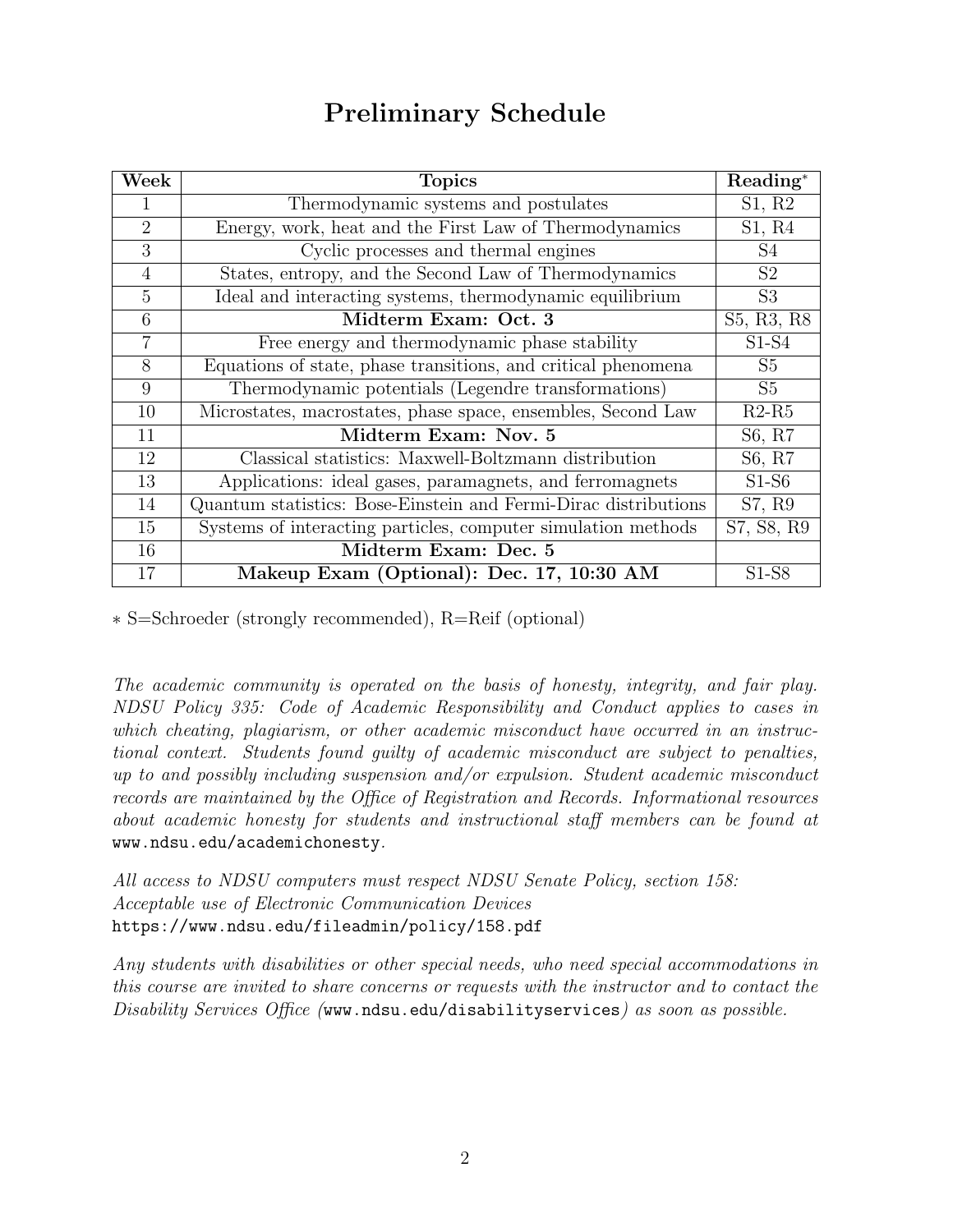# Preliminary Schedule

| Week | Topics | Reading* |
|---|---|---|
| 1 | Thermodynamic systems and postulates | S1, R2 |
| 2 | Energy, work, heat and the First Law of Thermodynamics | S1, R4 |
| 3 | Cyclic processes and thermal engines | S4 |
| 4 | States, entropy, and the Second Law of Thermodynamics | S2 |
| 5 | Ideal and interacting systems, thermodynamic equilibrium | S3 |
| 6 | **Midterm Exam: Oct. 3** | S5, R3, R8 |
| 7 | Free energy and thermodynamic phase stability | S1-S4 |
| 8 | Equations of state, phase transitions, and critical phenomena | S5 |
| 9 | Thermodynamic potentials (Legendre transformations) | S5 |
| 10 | Microstates, macrostates, phase space, ensembles, Second Law | R2-R5 |
| 11 | **Midterm Exam: Nov. 5** | S6, R7 |
| 12 | Classical statistics: Maxwell-Boltzmann distribution | S6, R7 |
| 13 | Applications: ideal gases, paramagnets, and ferromagnets | S1-S6 |
| 14 | Quantum statistics: Bose-Einstein and Fermi-Dirac distributions | S7, R9 |
| 15 | Systems of interacting particles, computer simulation methods | S7, S8, R9 |
| 16 | **Midterm Exam: Dec. 5** | |
| 17 | **Makeup Exam (Optional): Dec. 17, 10:30 AM** | S1-S8 |

* S=Schroeder (strongly recommended), R=Reif (optional)

*The academic community is operated on the basis of honesty, integrity, and fair play. NDSU Policy 335: Code of Academic Responsibility and Conduct applies to cases in which cheating, plagiarism, or other academic misconduct have occurred in an instructional context. Students found guilty of academic misconduct are subject to penalties, up to and possibly including suspension and/or expulsion. Student academic misconduct records are maintained by the Office of Registration and Records. Informational resources about academic honesty for students and instructional staff members can be found at* `www.ndsu.edu/academichonesty`.

*All access to NDSU computers must respect NDSU Senate Policy, section 158: Acceptable use of Electronic Communication Devices*
`https://www.ndsu.edu/fileadmin/policy/158.pdf`

*Any students with disabilities or other special needs, who need special accommodations in this course are invited to share concerns or requests with the instructor and to contact the Disability Services Office (*`www.ndsu.edu/disabilityservices`*) as soon as possible.*